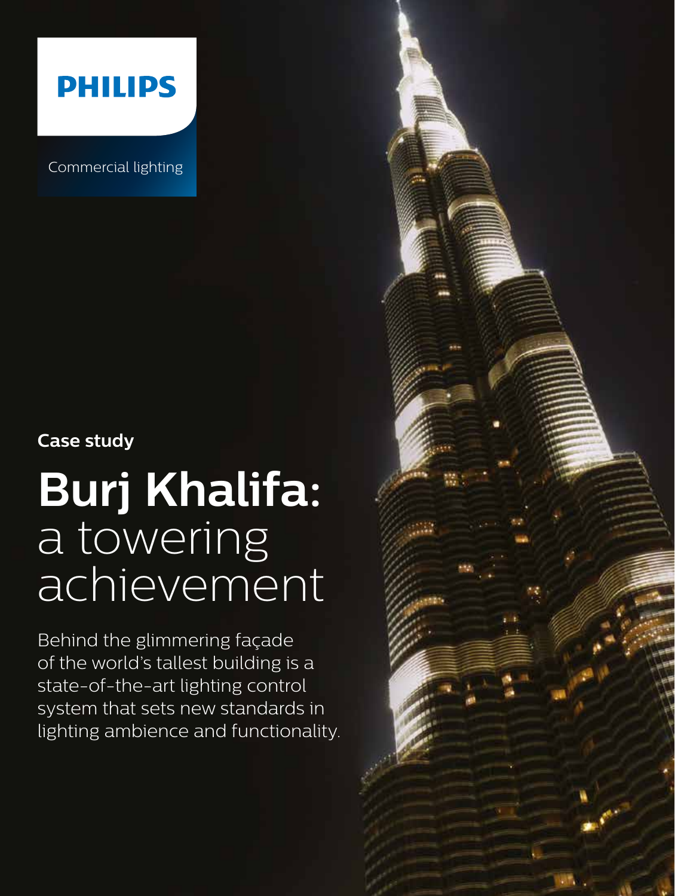PHILIPS

Commercial lighting

**Case study**

# **Burj Khalifa:** a towering achievement

Behind the glimmering façade of the world's tallest building is a state-of-the-art lighting control system that sets new standards in lighting ambience and functionality.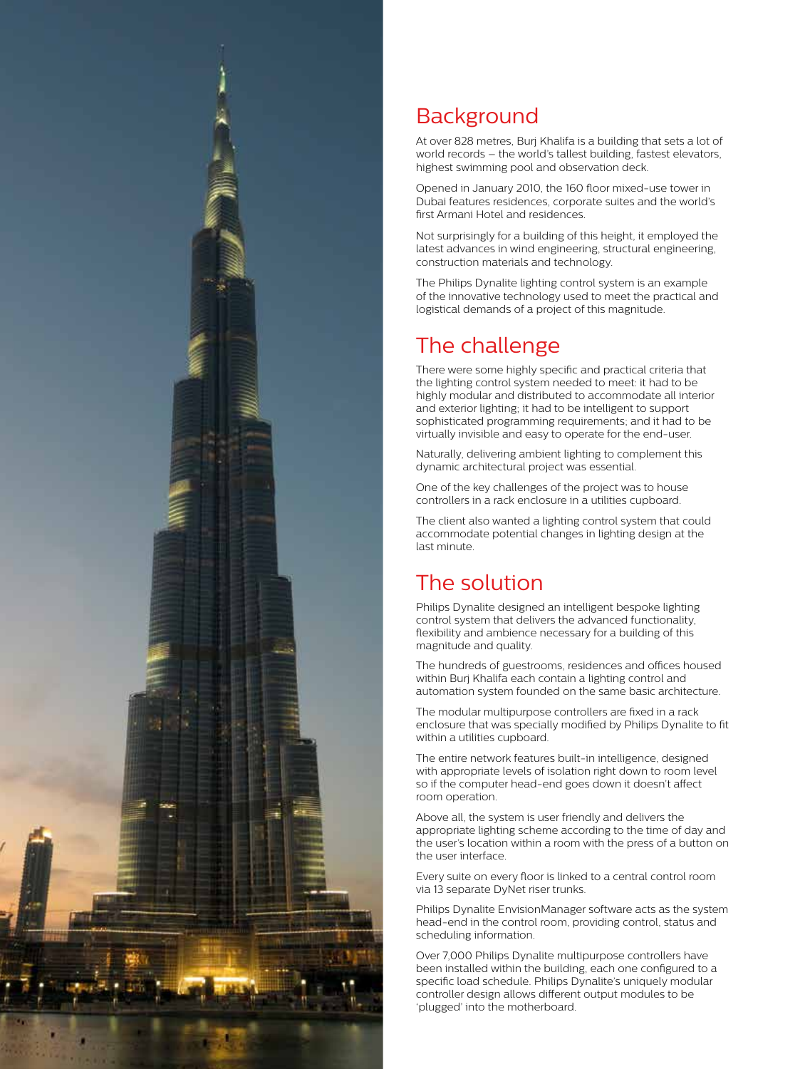## Background

At over 828 metres, Burj Khalifa is a building that sets a lot of world records – the world's tallest building, fastest elevators, highest swimming pool and observation deck.

Opened in January 2010, the 160 floor mixed-use tower in Dubai features residences, corporate suites and the world's first Armani Hotel and residences.

Not surprisingly for a building of this height, it employed the latest advances in wind engineering, structural engineering, construction materials and technology.

The Philips Dynalite lighting control system is an example of the innovative technology used to meet the practical and logistical demands of a project of this magnitude.

## The challenge

There were some highly specific and practical criteria that the lighting control system needed to meet: it had to be highly modular and distributed to accommodate all interior and exterior lighting; it had to be intelligent to support sophisticated programming requirements; and it had to be virtually invisible and easy to operate for the end-user.

Naturally, delivering ambient lighting to complement this dynamic architectural project was essential.

One of the key challenges of the project was to house controllers in a rack enclosure in a utilities cupboard.

The client also wanted a lighting control system that could accommodate potential changes in lighting design at the last minute.

## The solution

Philips Dynalite designed an intelligent bespoke lighting control system that delivers the advanced functionality, flexibility and ambience necessary for a building of this magnitude and quality.

The hundreds of guestrooms, residences and offices housed within Burj Khalifa each contain a lighting control and automation system founded on the same basic architecture.

The modular multipurpose controllers are fixed in a rack enclosure that was specially modified by Philips Dynalite to fit within a utilities cupboard.

The entire network features built-in intelligence, designed with appropriate levels of isolation right down to room level so if the computer head-end goes down it doesn't affect room operation.

Above all, the system is user friendly and delivers the appropriate lighting scheme according to the time of day and the user's location within a room with the press of a button on the user interface.

Every suite on every floor is linked to a central control room via 13 separate DyNet riser trunks.

Philips Dynalite EnvisionManager software acts as the system head-end in the control room, providing control, status and scheduling information.

Over 7,000 Philips Dynalite multipurpose controllers have been installed within the building, each one configured to a specific load schedule. Philips Dynalite's uniquely modular controller design allows different output modules to be 'plugged' into the motherboard.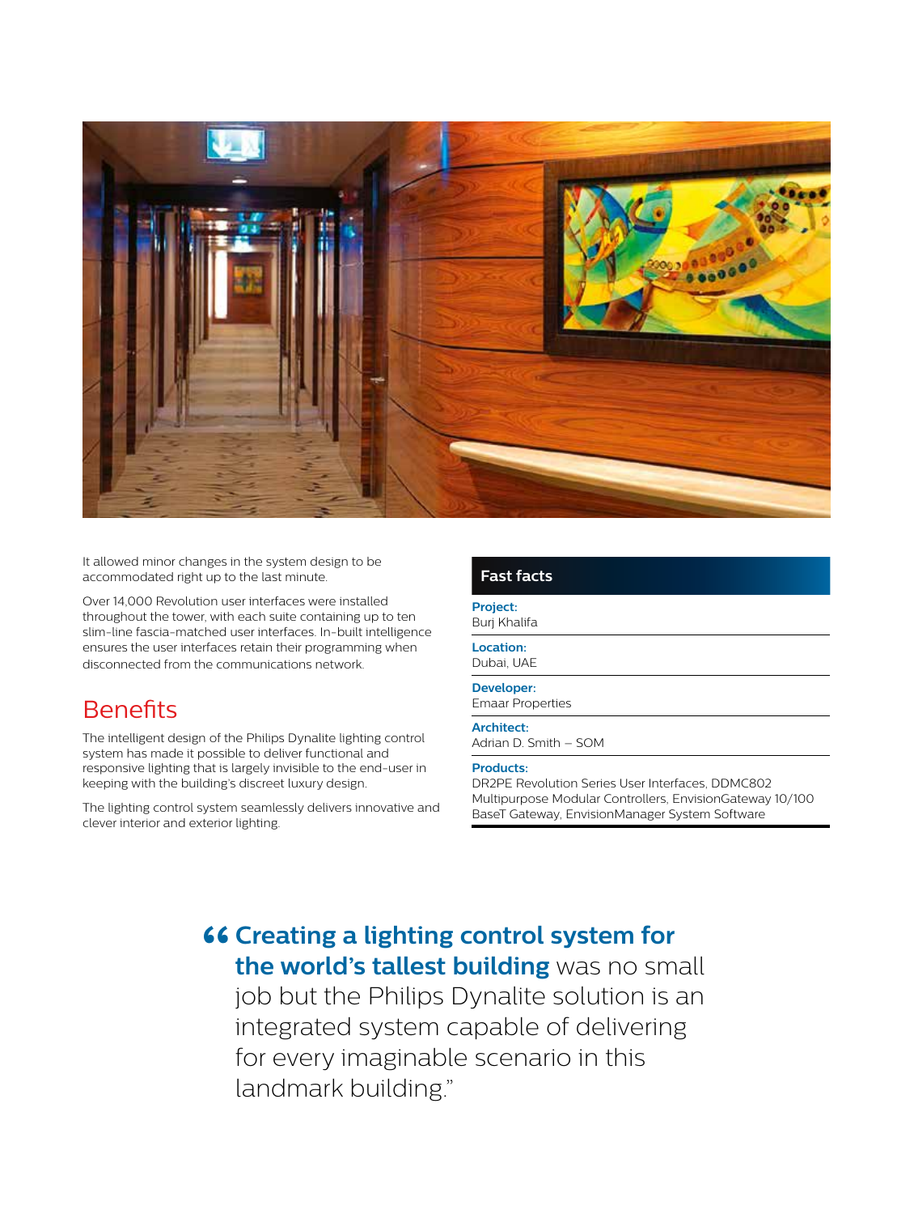It allowed minor changes in the system design to be accommodated right up to the last minute.

Over 14,000 Revolution user interfaces were installed throughout the tower, with each suite containing up to ten slim-line fascia-matched user interfaces. In-built intelligence ensures the user interfaces retain their programming when disconnected from the communications network.

## Benefits

The intelligent design of the Philips Dynalite lighting control system has made it possible to deliver functional and responsive lighting that is largely invisible to the end-user in keeping with the building's discreet luxury design.

The lighting control system seamlessly delivers innovative and clever interior and exterior lighting.

### Fast facts

**Project:**
Burj Khalifa

**Location:**
Dubai, UAE

**Developer:**
Emaar Properties

**Architect:**
Adrian D. Smith – SOM

**Products:**
DR2PE Revolution Series User Interfaces, DDMC802 Multipurpose Modular Controllers, EnvisionGateway 10/100 BaseT Gateway, EnvisionManager System Software

> "**Creating a lighting control system for the world's tallest building** was no small job but the Philips Dynalite solution is an integrated system capable of delivering for every imaginable scenario in this landmark building."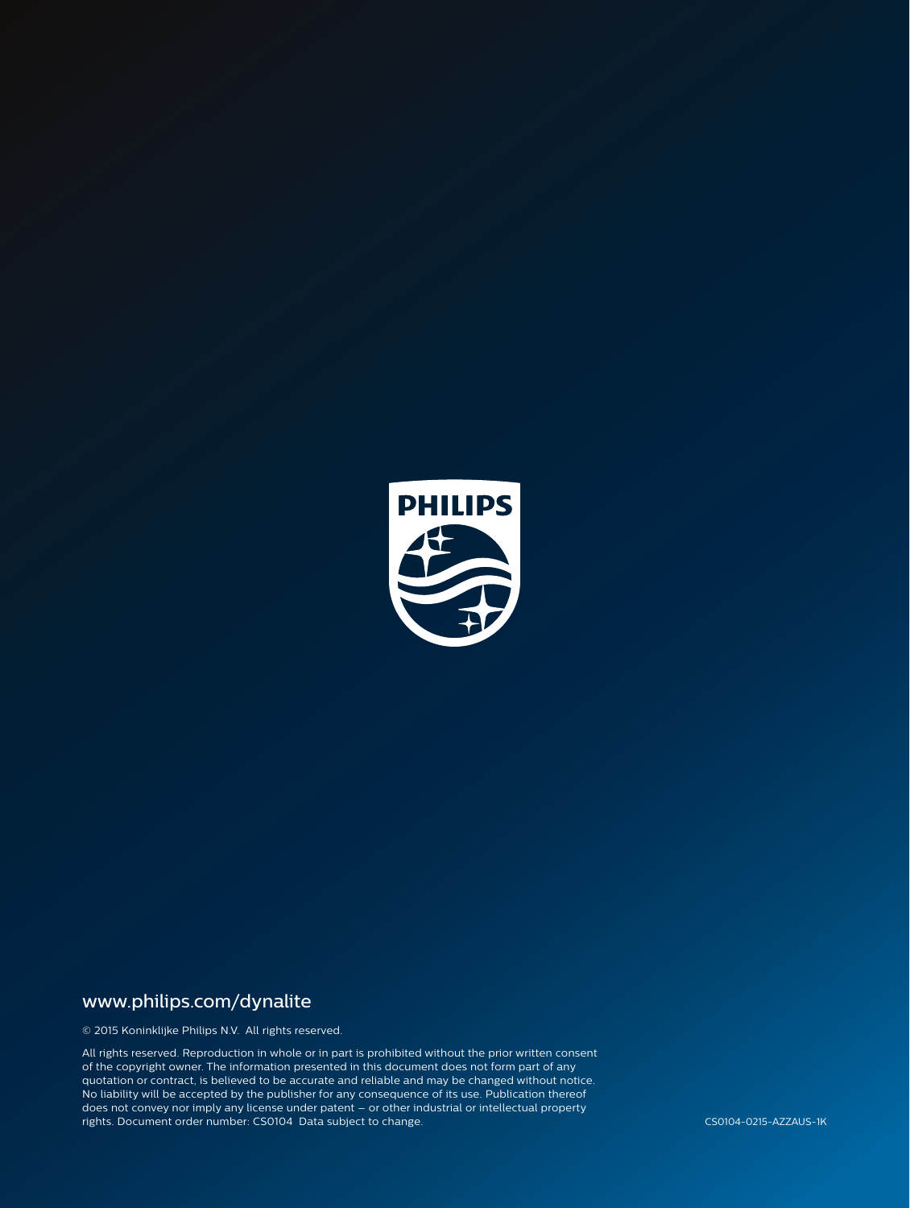PHILIPS

www.philips.com/dynalite

© 2015 Koninklijke Philips N.V. All rights reserved.

All rights reserved. Reproduction in whole or in part is prohibited without the prior written consent of the copyright owner. The information presented in this document does not form part of any quotation or contract, is believed to be accurate and reliable and may be changed without notice. No liability will be accepted by the publisher for any consequence of its use. Publication thereof does not convey nor imply any license under patent – or other industrial or intellectual property rights. Document order number: CS0104 Data subject to change.

CS0104-0215-AZZAUS-1K